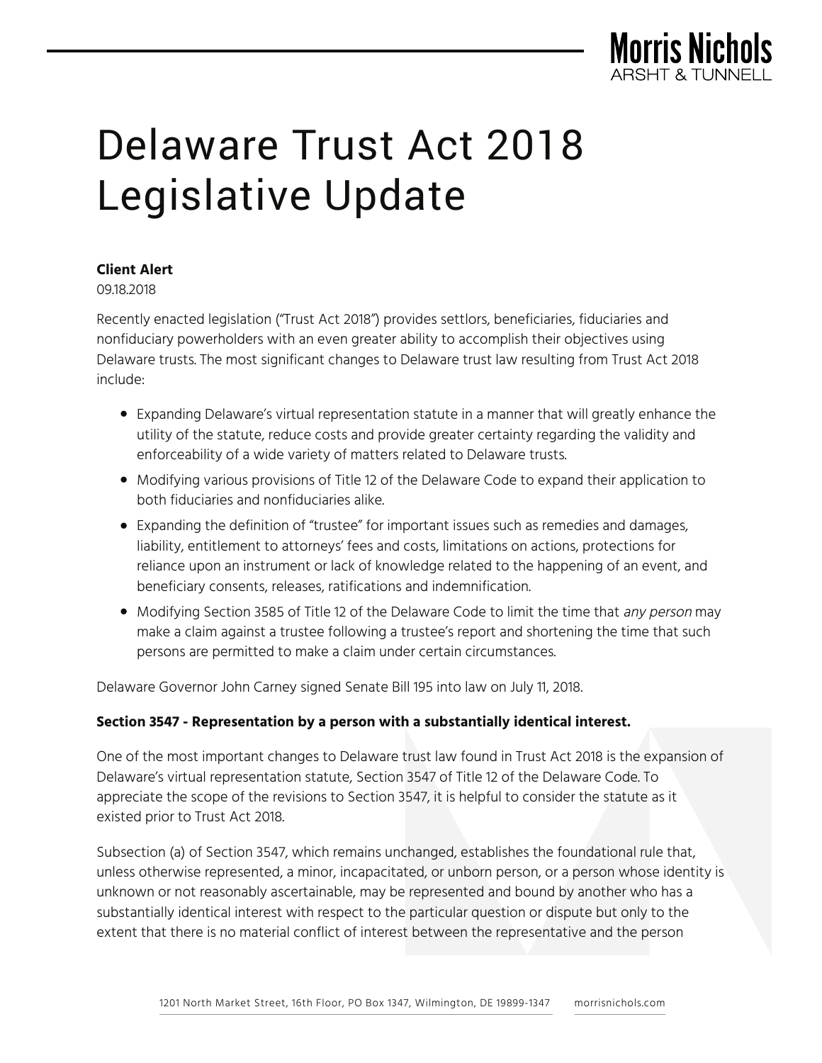# Delaware Trust Act 2018 Legislative Update

**Client Alert**

09.18.2018

Recently enacted legislation ("Trust Act 2018") provides settlors, beneficiaries, fiduciaries and nonfiduciary powerholders with an even greater ability to accomplish their objectives using Delaware trusts. The most significant changes to Delaware trust law resulting from Trust Act 2018 include:

- Expanding Delaware's virtual representation statute in a manner that will greatly enhance the utility of the statute, reduce costs and provide greater certainty regarding the validity and enforceability of a wide variety of matters related to Delaware trusts.
- Modifying various provisions of Title 12 of the Delaware Code to expand their application to both fiduciaries and nonfiduciaries alike.
- Expanding the definition of "trustee" for important issues such as remedies and damages, liability, entitlement to attorneys' fees and costs, limitations on actions, protections for reliance upon an instrument or lack of knowledge related to the happening of an event, and beneficiary consents, releases, ratifications and indemnification.
- Modifying Section 3585 of Title 12 of the Delaware Code to limit the time that *any person* may make a claim against a trustee following a trustee's report and shortening the time that such persons are permitted to make a claim under certain circumstances.

Delaware Governor John Carney signed Senate Bill 195 into law on July 11, 2018.

**Section 3547 - Representation by a person with a substantially identical interest.**

One of the most important changes to Delaware trust law found in Trust Act 2018 is the expansion of Delaware's virtual representation statute, Section 3547 of Title 12 of the Delaware Code. To appreciate the scope of the revisions to Section 3547, it is helpful to consider the statute as it existed prior to Trust Act 2018.

Subsection (a) of Section 3547, which remains unchanged, establishes the foundational rule that, unless otherwise represented, a minor, incapacitated, or unborn person, or a person whose identity is unknown or not reasonably ascertainable, may be represented and bound by another who has a substantially identical interest with respect to the particular question or dispute but only to the extent that there is no material conflict of interest between the representative and the person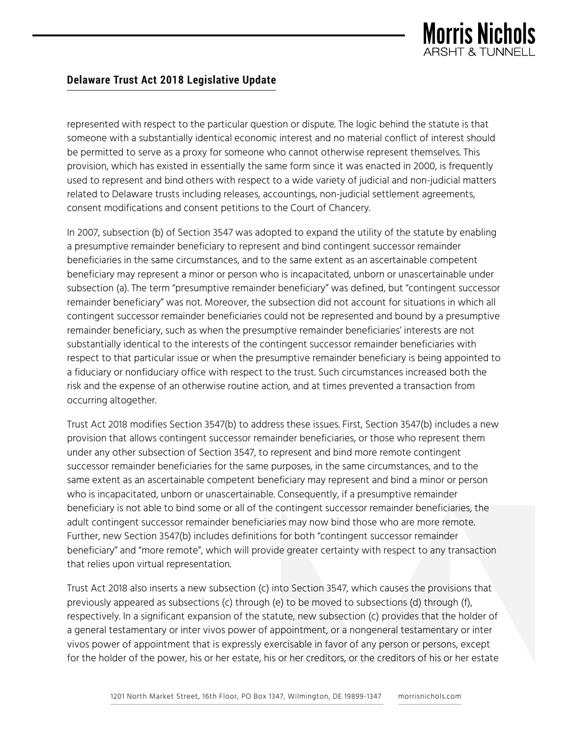represented with respect to the particular question or dispute. The logic behind the statute is that someone with a substantially identical economic interest and no material conflict of interest should be permitted to serve as a proxy for someone who cannot otherwise represent themselves. This provision, which has existed in essentially the same form since it was enacted in 2000, is frequently used to represent and bind others with respect to a wide variety of judicial and non-judicial matters related to Delaware trusts including releases, accountings, non-judicial settlement agreements, consent modifications and consent petitions to the Court of Chancery.

In 2007, subsection (b) of Section 3547 was adopted to expand the utility of the statute by enabling a presumptive remainder beneficiary to represent and bind contingent successor remainder beneficiaries in the same circumstances, and to the same extent as an ascertainable competent beneficiary may represent a minor or person who is incapacitated, unborn or unascertainable under subsection (a). The term "presumptive remainder beneficiary" was defined, but "contingent successor remainder beneficiary" was not. Moreover, the subsection did not account for situations in which all contingent successor remainder beneficiaries could not be represented and bound by a presumptive remainder beneficiary, such as when the presumptive remainder beneficiaries' interests are not substantially identical to the interests of the contingent successor remainder beneficiaries with respect to that particular issue or when the presumptive remainder beneficiary is being appointed to a fiduciary or nonfiduciary office with respect to the trust. Such circumstances increased both the risk and the expense of an otherwise routine action, and at times prevented a transaction from occurring altogether.

Trust Act 2018 modifies Section 3547(b) to address these issues. First, Section 3547(b) includes a new provision that allows contingent successor remainder beneficiaries, or those who represent them under any other subsection of Section 3547, to represent and bind more remote contingent successor remainder beneficiaries for the same purposes, in the same circumstances, and to the same extent as an ascertainable competent beneficiary may represent and bind a minor or person who is incapacitated, unborn or unascertainable. Consequently, if a presumptive remainder beneficiary is not able to bind some or all of the contingent successor remainder beneficiaries, the adult contingent successor remainder beneficiaries may now bind those who are more remote. Further, new Section 3547(b) includes definitions for both "contingent successor remainder beneficiary" and "more remote", which will provide greater certainty with respect to any transaction that relies upon virtual representation.

Trust Act 2018 also inserts a new subsection (c) into Section 3547, which causes the provisions that previously appeared as subsections (c) through (e) to be moved to subsections (d) through (f), respectively. In a significant expansion of the statute, new subsection (c) provides that the holder of a general testamentary or inter vivos power of appointment, or a nongeneral testamentary or inter vivos power of appointment that is expressly exercisable in favor of any person or persons, except for the holder of the power, his or her estate, his or her creditors, or the creditors of his or her estate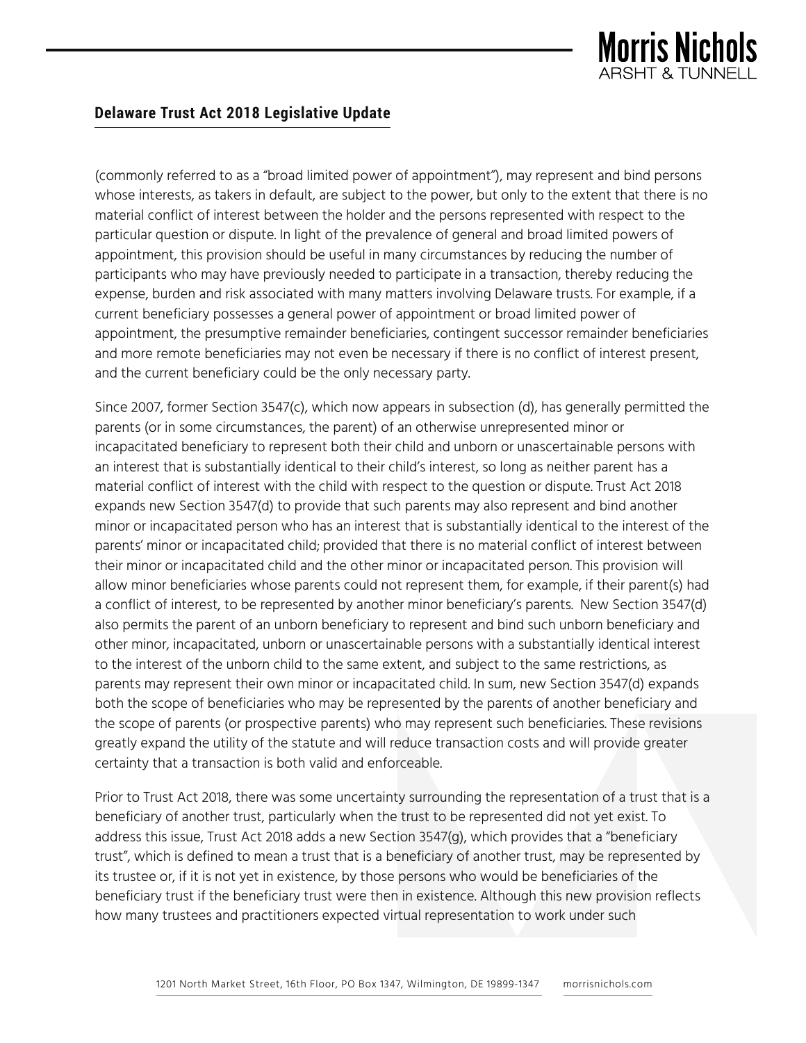(commonly referred to as a "broad limited power of appointment"), may represent and bind persons whose interests, as takers in default, are subject to the power, but only to the extent that there is no material conflict of interest between the holder and the persons represented with respect to the particular question or dispute. In light of the prevalence of general and broad limited powers of appointment, this provision should be useful in many circumstances by reducing the number of participants who may have previously needed to participate in a transaction, thereby reducing the expense, burden and risk associated with many matters involving Delaware trusts. For example, if a current beneficiary possesses a general power of appointment or broad limited power of appointment, the presumptive remainder beneficiaries, contingent successor remainder beneficiaries and more remote beneficiaries may not even be necessary if there is no conflict of interest present, and the current beneficiary could be the only necessary party.

Since 2007, former Section 3547(c), which now appears in subsection (d), has generally permitted the parents (or in some circumstances, the parent) of an otherwise unrepresented minor or incapacitated beneficiary to represent both their child and unborn or unascertainable persons with an interest that is substantially identical to their child's interest, so long as neither parent has a material conflict of interest with the child with respect to the question or dispute. Trust Act 2018 expands new Section 3547(d) to provide that such parents may also represent and bind another minor or incapacitated person who has an interest that is substantially identical to the interest of the parents' minor or incapacitated child; provided that there is no material conflict of interest between their minor or incapacitated child and the other minor or incapacitated person. This provision will allow minor beneficiaries whose parents could not represent them, for example, if their parent(s) had a conflict of interest, to be represented by another minor beneficiary's parents. New Section 3547(d) also permits the parent of an unborn beneficiary to represent and bind such unborn beneficiary and other minor, incapacitated, unborn or unascertainable persons with a substantially identical interest to the interest of the unborn child to the same extent, and subject to the same restrictions, as parents may represent their own minor or incapacitated child. In sum, new Section 3547(d) expands both the scope of beneficiaries who may be represented by the parents of another beneficiary and the scope of parents (or prospective parents) who may represent such beneficiaries. These revisions greatly expand the utility of the statute and will reduce transaction costs and will provide greater certainty that a transaction is both valid and enforceable.

Prior to Trust Act 2018, there was some uncertainty surrounding the representation of a trust that is a beneficiary of another trust, particularly when the trust to be represented did not yet exist. To address this issue, Trust Act 2018 adds a new Section 3547(g), which provides that a "beneficiary trust", which is defined to mean a trust that is a beneficiary of another trust, may be represented by its trustee or, if it is not yet in existence, by those persons who would be beneficiaries of the beneficiary trust if the beneficiary trust were then in existence. Although this new provision reflects how many trustees and practitioners expected virtual representation to work under such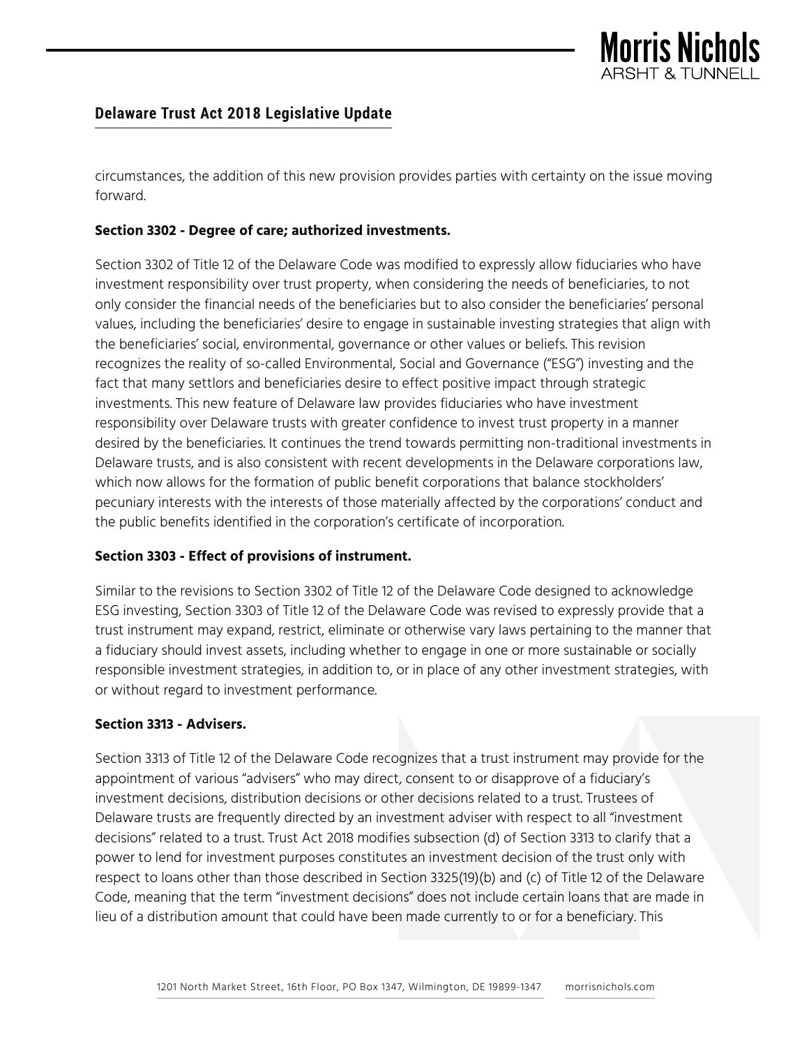circumstances, the addition of this new provision provides parties with certainty on the issue moving forward.

**Section 3302 - Degree of care; authorized investments.**

Section 3302 of Title 12 of the Delaware Code was modified to expressly allow fiduciaries who have investment responsibility over trust property, when considering the needs of beneficiaries, to not only consider the financial needs of the beneficiaries but to also consider the beneficiaries' personal values, including the beneficiaries' desire to engage in sustainable investing strategies that align with the beneficiaries' social, environmental, governance or other values or beliefs. This revision recognizes the reality of so-called Environmental, Social and Governance ("ESG") investing and the fact that many settlors and beneficiaries desire to effect positive impact through strategic investments. This new feature of Delaware law provides fiduciaries who have investment responsibility over Delaware trusts with greater confidence to invest trust property in a manner desired by the beneficiaries. It continues the trend towards permitting non-traditional investments in Delaware trusts, and is also consistent with recent developments in the Delaware corporations law, which now allows for the formation of public benefit corporations that balance stockholders' pecuniary interests with the interests of those materially affected by the corporations' conduct and the public benefits identified in the corporation's certificate of incorporation.

**Section 3303 - Effect of provisions of instrument.**

Similar to the revisions to Section 3302 of Title 12 of the Delaware Code designed to acknowledge ESG investing, Section 3303 of Title 12 of the Delaware Code was revised to expressly provide that a trust instrument may expand, restrict, eliminate or otherwise vary laws pertaining to the manner that a fiduciary should invest assets, including whether to engage in one or more sustainable or socially responsible investment strategies, in addition to, or in place of any other investment strategies, with or without regard to investment performance.

**Section 3313 - Advisers.**

Section 3313 of Title 12 of the Delaware Code recognizes that a trust instrument may provide for the appointment of various "advisers" who may direct, consent to or disapprove of a fiduciary's investment decisions, distribution decisions or other decisions related to a trust. Trustees of Delaware trusts are frequently directed by an investment adviser with respect to all "investment decisions" related to a trust. Trust Act 2018 modifies subsection (d) of Section 3313 to clarify that a power to lend for investment purposes constitutes an investment decision of the trust only with respect to loans other than those described in Section 3325(19)(b) and (c) of Title 12 of the Delaware Code, meaning that the term "investment decisions" does not include certain loans that are made in lieu of a distribution amount that could have been made currently to or for a beneficiary. This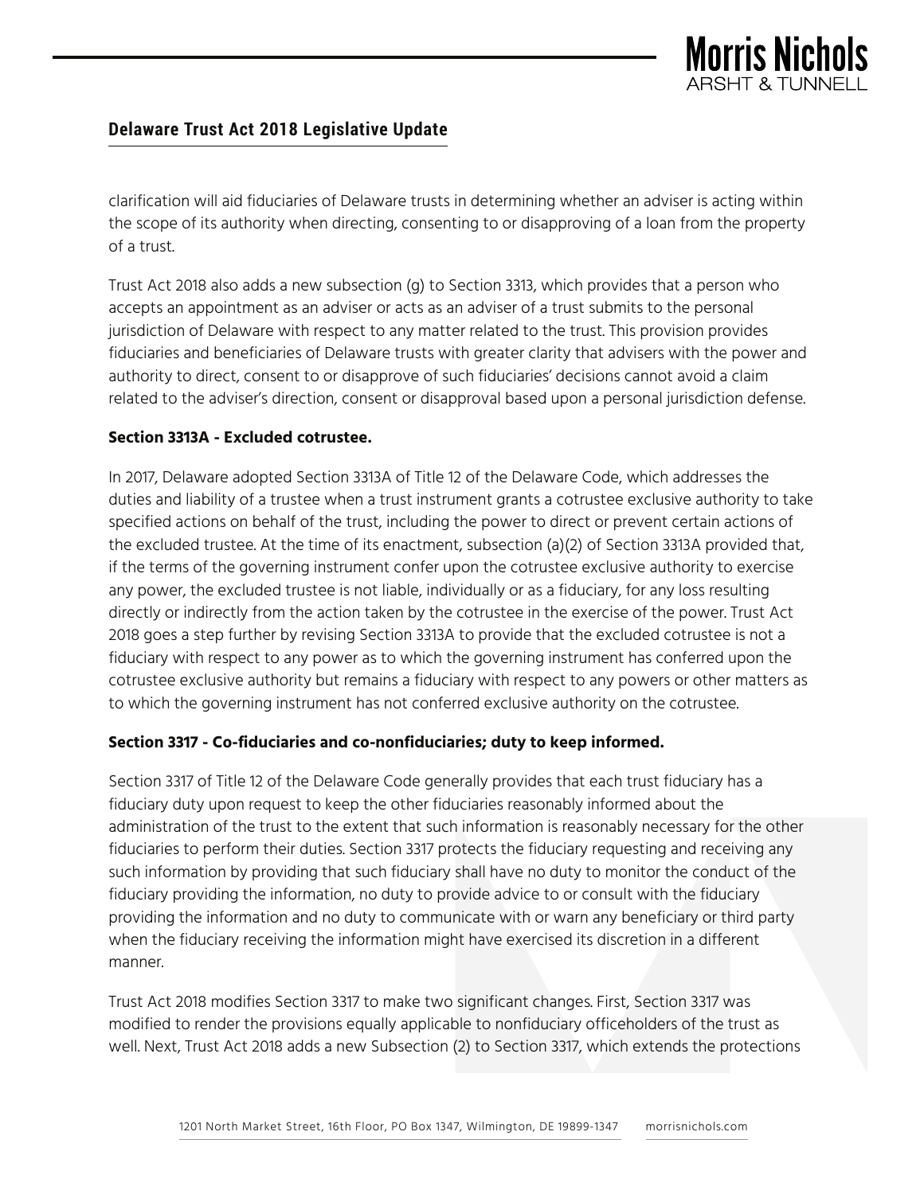clarification will aid fiduciaries of Delaware trusts in determining whether an adviser is acting within the scope of its authority when directing, consenting to or disapproving of a loan from the property of a trust.

Trust Act 2018 also adds a new subsection (g) to Section 3313, which provides that a person who accepts an appointment as an adviser or acts as an adviser of a trust submits to the personal jurisdiction of Delaware with respect to any matter related to the trust. This provision provides fiduciaries and beneficiaries of Delaware trusts with greater clarity that advisers with the power and authority to direct, consent to or disapprove of such fiduciaries' decisions cannot avoid a claim related to the adviser's direction, consent or disapproval based upon a personal jurisdiction defense.

**Section 3313A - Excluded cotrustee.**

In 2017, Delaware adopted Section 3313A of Title 12 of the Delaware Code, which addresses the duties and liability of a trustee when a trust instrument grants a cotrustee exclusive authority to take specified actions on behalf of the trust, including the power to direct or prevent certain actions of the excluded trustee. At the time of its enactment, subsection (a)(2) of Section 3313A provided that, if the terms of the governing instrument confer upon the cotrustee exclusive authority to exercise any power, the excluded trustee is not liable, individually or as a fiduciary, for any loss resulting directly or indirectly from the action taken by the cotrustee in the exercise of the power. Trust Act 2018 goes a step further by revising Section 3313A to provide that the excluded cotrustee is not a fiduciary with respect to any power as to which the governing instrument has conferred upon the cotrustee exclusive authority but remains a fiduciary with respect to any powers or other matters as to which the governing instrument has not conferred exclusive authority on the cotrustee.

**Section 3317 - Co-fiduciaries and co-nonfiduciaries; duty to keep informed.**

Section 3317 of Title 12 of the Delaware Code generally provides that each trust fiduciary has a fiduciary duty upon request to keep the other fiduciaries reasonably informed about the administration of the trust to the extent that such information is reasonably necessary for the other fiduciaries to perform their duties. Section 3317 protects the fiduciary requesting and receiving any such information by providing that such fiduciary shall have no duty to monitor the conduct of the fiduciary providing the information, no duty to provide advice to or consult with the fiduciary providing the information and no duty to communicate with or warn any beneficiary or third party when the fiduciary receiving the information might have exercised its discretion in a different manner.

Trust Act 2018 modifies Section 3317 to make two significant changes. First, Section 3317 was modified to render the provisions equally applicable to nonfiduciary officeholders of the trust as well. Next, Trust Act 2018 adds a new Subsection (2) to Section 3317, which extends the protections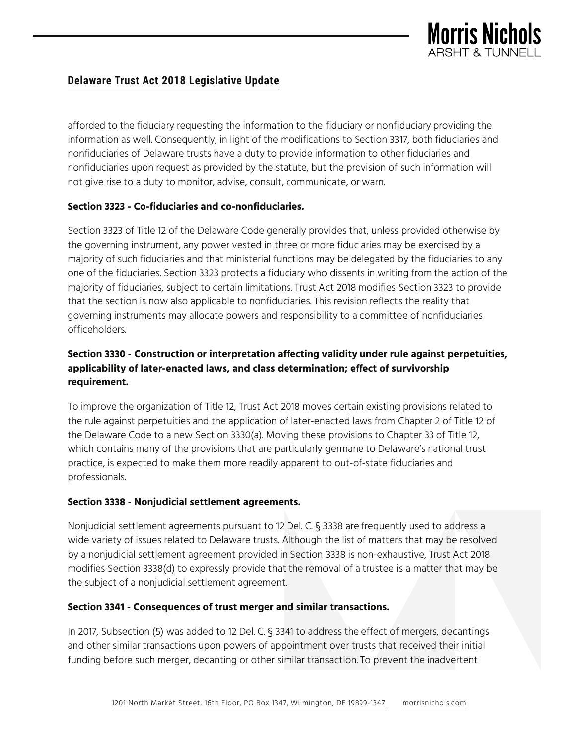afforded to the fiduciary requesting the information to the fiduciary or nonfiduciary providing the information as well. Consequently, in light of the modifications to Section 3317, both fiduciaries and nonfiduciaries of Delaware trusts have a duty to provide information to other fiduciaries and nonfiduciaries upon request as provided by the statute, but the provision of such information will not give rise to a duty to monitor, advise, consult, communicate, or warn.

**Section 3323 - Co-fiduciaries and co-nonfiduciaries.**

Section 3323 of Title 12 of the Delaware Code generally provides that, unless provided otherwise by the governing instrument, any power vested in three or more fiduciaries may be exercised by a majority of such fiduciaries and that ministerial functions may be delegated by the fiduciaries to any one of the fiduciaries. Section 3323 protects a fiduciary who dissents in writing from the action of the majority of fiduciaries, subject to certain limitations. Trust Act 2018 modifies Section 3323 to provide that the section is now also applicable to nonfiduciaries. This revision reflects the reality that governing instruments may allocate powers and responsibility to a committee of nonfiduciaries officeholders.

**Section 3330 - Construction or interpretation affecting validity under rule against perpetuities, applicability of later-enacted laws, and class determination; effect of survivorship requirement.**

To improve the organization of Title 12, Trust Act 2018 moves certain existing provisions related to the rule against perpetuities and the application of later-enacted laws from Chapter 2 of Title 12 of the Delaware Code to a new Section 3330(a). Moving these provisions to Chapter 33 of Title 12, which contains many of the provisions that are particularly germane to Delaware's national trust practice, is expected to make them more readily apparent to out-of-state fiduciaries and professionals.

**Section 3338 - Nonjudicial settlement agreements.**

Nonjudicial settlement agreements pursuant to 12 Del. C. § 3338 are frequently used to address a wide variety of issues related to Delaware trusts. Although the list of matters that may be resolved by a nonjudicial settlement agreement provided in Section 3338 is non-exhaustive, Trust Act 2018 modifies Section 3338(d) to expressly provide that the removal of a trustee is a matter that may be the subject of a nonjudicial settlement agreement.

**Section 3341 - Consequences of trust merger and similar transactions.**

In 2017, Subsection (5) was added to 12 Del. C. § 3341 to address the effect of mergers, decantings and other similar transactions upon powers of appointment over trusts that received their initial funding before such merger, decanting or other similar transaction. To prevent the inadvertent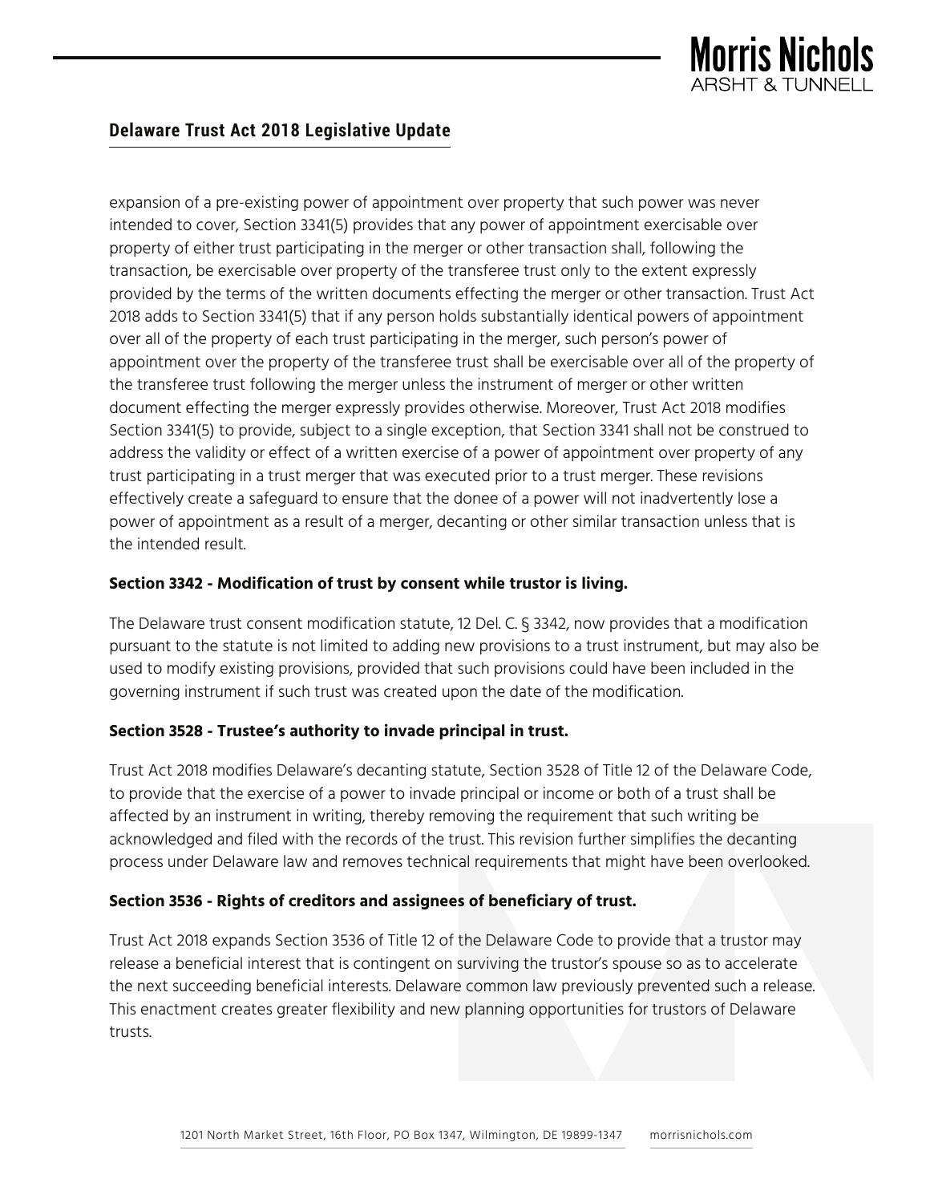expansion of a pre-existing power of appointment over property that such power was never intended to cover, Section 3341(5) provides that any power of appointment exercisable over property of either trust participating in the merger or other transaction shall, following the transaction, be exercisable over property of the transferee trust only to the extent expressly provided by the terms of the written documents effecting the merger or other transaction. Trust Act 2018 adds to Section 3341(5) that if any person holds substantially identical powers of appointment over all of the property of each trust participating in the merger, such person's power of appointment over the property of the transferee trust shall be exercisable over all of the property of the transferee trust following the merger unless the instrument of merger or other written document effecting the merger expressly provides otherwise. Moreover, Trust Act 2018 modifies Section 3341(5) to provide, subject to a single exception, that Section 3341 shall not be construed to address the validity or effect of a written exercise of a power of appointment over property of any trust participating in a trust merger that was executed prior to a trust merger. These revisions effectively create a safeguard to ensure that the donee of a power will not inadvertently lose a power of appointment as a result of a merger, decanting or other similar transaction unless that is the intended result.

**Section 3342 - Modification of trust by consent while trustor is living.**

The Delaware trust consent modification statute, 12 Del. C. § 3342, now provides that a modification pursuant to the statute is not limited to adding new provisions to a trust instrument, but may also be used to modify existing provisions, provided that such provisions could have been included in the governing instrument if such trust was created upon the date of the modification.

**Section 3528 - Trustee's authority to invade principal in trust.**

Trust Act 2018 modifies Delaware's decanting statute, Section 3528 of Title 12 of the Delaware Code, to provide that the exercise of a power to invade principal or income or both of a trust shall be affected by an instrument in writing, thereby removing the requirement that such writing be acknowledged and filed with the records of the trust. This revision further simplifies the decanting process under Delaware law and removes technical requirements that might have been overlooked.

**Section 3536 - Rights of creditors and assignees of beneficiary of trust.**

Trust Act 2018 expands Section 3536 of Title 12 of the Delaware Code to provide that a trustor may release a beneficial interest that is contingent on surviving the trustor's spouse so as to accelerate the next succeeding beneficial interests. Delaware common law previously prevented such a release. This enactment creates greater flexibility and new planning opportunities for trustors of Delaware trusts.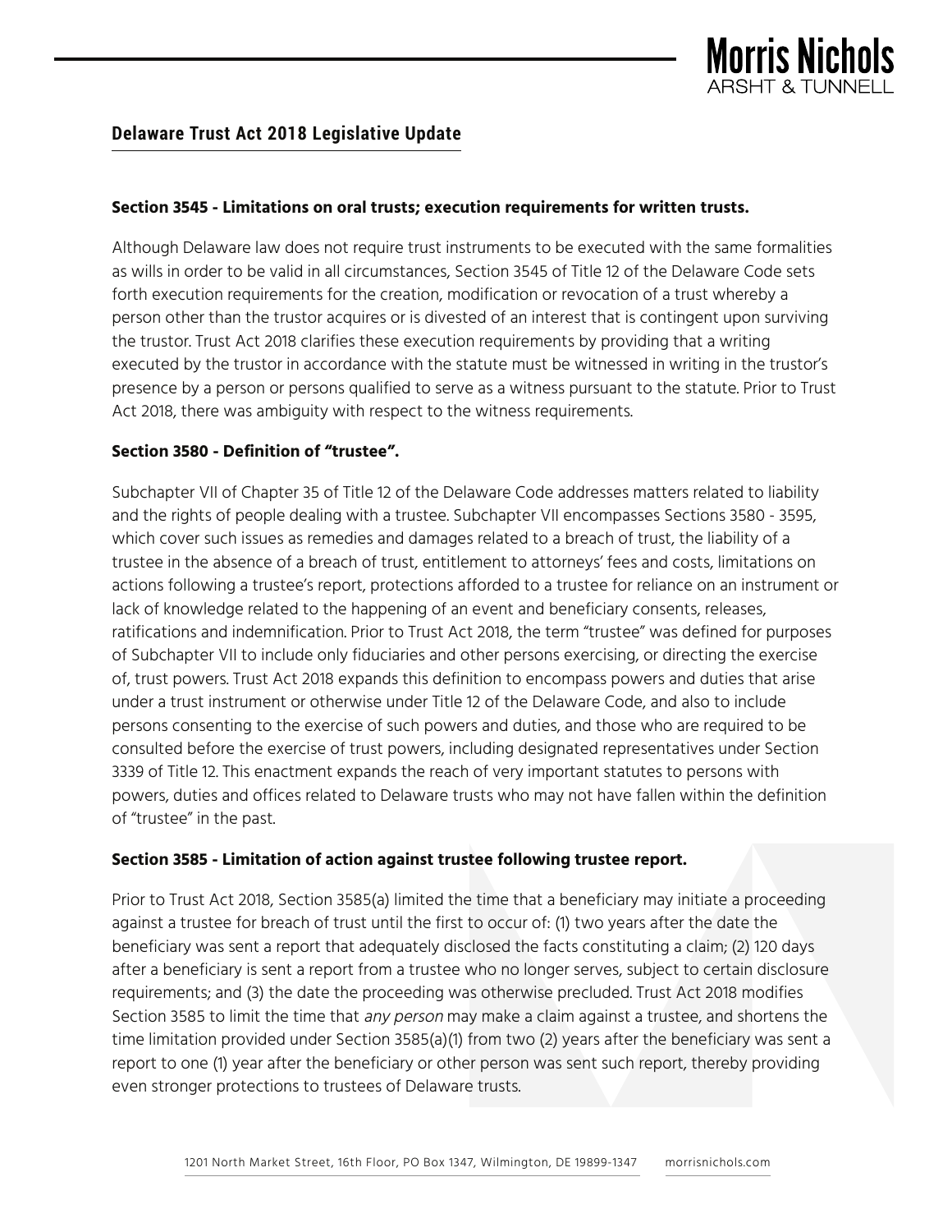## Delaware Trust Act 2018 Legislative Update

**Section 3545 - Limitations on oral trusts; execution requirements for written trusts.**

Although Delaware law does not require trust instruments to be executed with the same formalities as wills in order to be valid in all circumstances, Section 3545 of Title 12 of the Delaware Code sets forth execution requirements for the creation, modification or revocation of a trust whereby a person other than the trustor acquires or is divested of an interest that is contingent upon surviving the trustor. Trust Act 2018 clarifies these execution requirements by providing that a writing executed by the trustor in accordance with the statute must be witnessed in writing in the trustor's presence by a person or persons qualified to serve as a witness pursuant to the statute. Prior to Trust Act 2018, there was ambiguity with respect to the witness requirements.

**Section 3580 - Definition of "trustee".**

Subchapter VII of Chapter 35 of Title 12 of the Delaware Code addresses matters related to liability and the rights of people dealing with a trustee. Subchapter VII encompasses Sections 3580 - 3595, which cover such issues as remedies and damages related to a breach of trust, the liability of a trustee in the absence of a breach of trust, entitlement to attorneys' fees and costs, limitations on actions following a trustee's report, protections afforded to a trustee for reliance on an instrument or lack of knowledge related to the happening of an event and beneficiary consents, releases, ratifications and indemnification. Prior to Trust Act 2018, the term "trustee" was defined for purposes of Subchapter VII to include only fiduciaries and other persons exercising, or directing the exercise of, trust powers. Trust Act 2018 expands this definition to encompass powers and duties that arise under a trust instrument or otherwise under Title 12 of the Delaware Code, and also to include persons consenting to the exercise of such powers and duties, and those who are required to be consulted before the exercise of trust powers, including designated representatives under Section 3339 of Title 12. This enactment expands the reach of very important statutes to persons with powers, duties and offices related to Delaware trusts who may not have fallen within the definition of "trustee" in the past.

**Section 3585 - Limitation of action against trustee following trustee report.**

Prior to Trust Act 2018, Section 3585(a) limited the time that a beneficiary may initiate a proceeding against a trustee for breach of trust until the first to occur of: (1) two years after the date the beneficiary was sent a report that adequately disclosed the facts constituting a claim; (2) 120 days after a beneficiary is sent a report from a trustee who no longer serves, subject to certain disclosure requirements; and (3) the date the proceeding was otherwise precluded. Trust Act 2018 modifies Section 3585 to limit the time that *any person* may make a claim against a trustee, and shortens the time limitation provided under Section 3585(a)(1) from two (2) years after the beneficiary was sent a report to one (1) year after the beneficiary or other person was sent such report, thereby providing even stronger protections to trustees of Delaware trusts.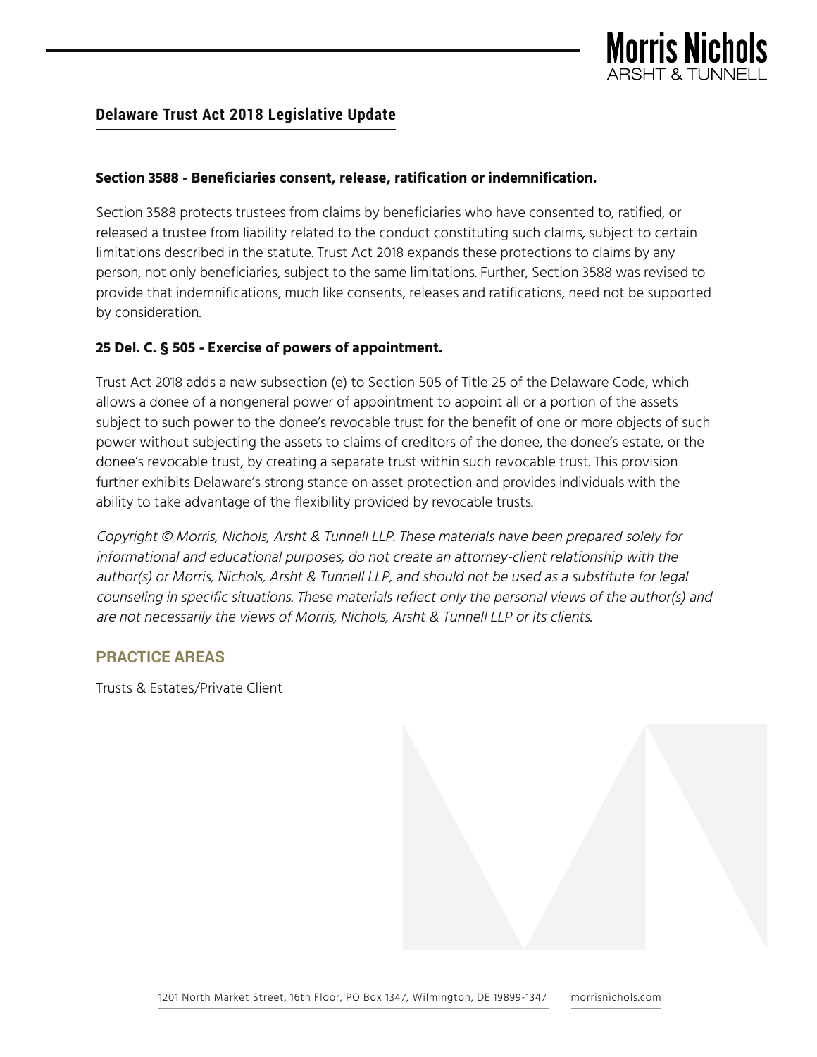**Section 3588 - Beneficiaries consent, release, ratification or indemnification.**

Section 3588 protects trustees from claims by beneficiaries who have consented to, ratified, or released a trustee from liability related to the conduct constituting such claims, subject to certain limitations described in the statute. Trust Act 2018 expands these protections to claims by any person, not only beneficiaries, subject to the same limitations. Further, Section 3588 was revised to provide that indemnifications, much like consents, releases and ratifications, need not be supported by consideration.

**25 Del. C. § 505 - Exercise of powers of appointment.**

Trust Act 2018 adds a new subsection (e) to Section 505 of Title 25 of the Delaware Code, which allows a donee of a nongeneral power of appointment to appoint all or a portion of the assets subject to such power to the donee's revocable trust for the benefit of one or more objects of such power without subjecting the assets to claims of creditors of the donee, the donee's estate, or the donee's revocable trust, by creating a separate trust within such revocable trust. This provision further exhibits Delaware's strong stance on asset protection and provides individuals with the ability to take advantage of the flexibility provided by revocable trusts.

*Copyright © Morris, Nichols, Arsht & Tunnell LLP. These materials have been prepared solely for informational and educational purposes, do not create an attorney-client relationship with the author(s) or Morris, Nichols, Arsht & Tunnell LLP, and should not be used as a substitute for legal counseling in specific situations. These materials reflect only the personal views of the author(s) and are not necessarily the views of Morris, Nichols, Arsht & Tunnell LLP or its clients.*

## PRACTICE AREAS

Trusts & Estates/Private Client